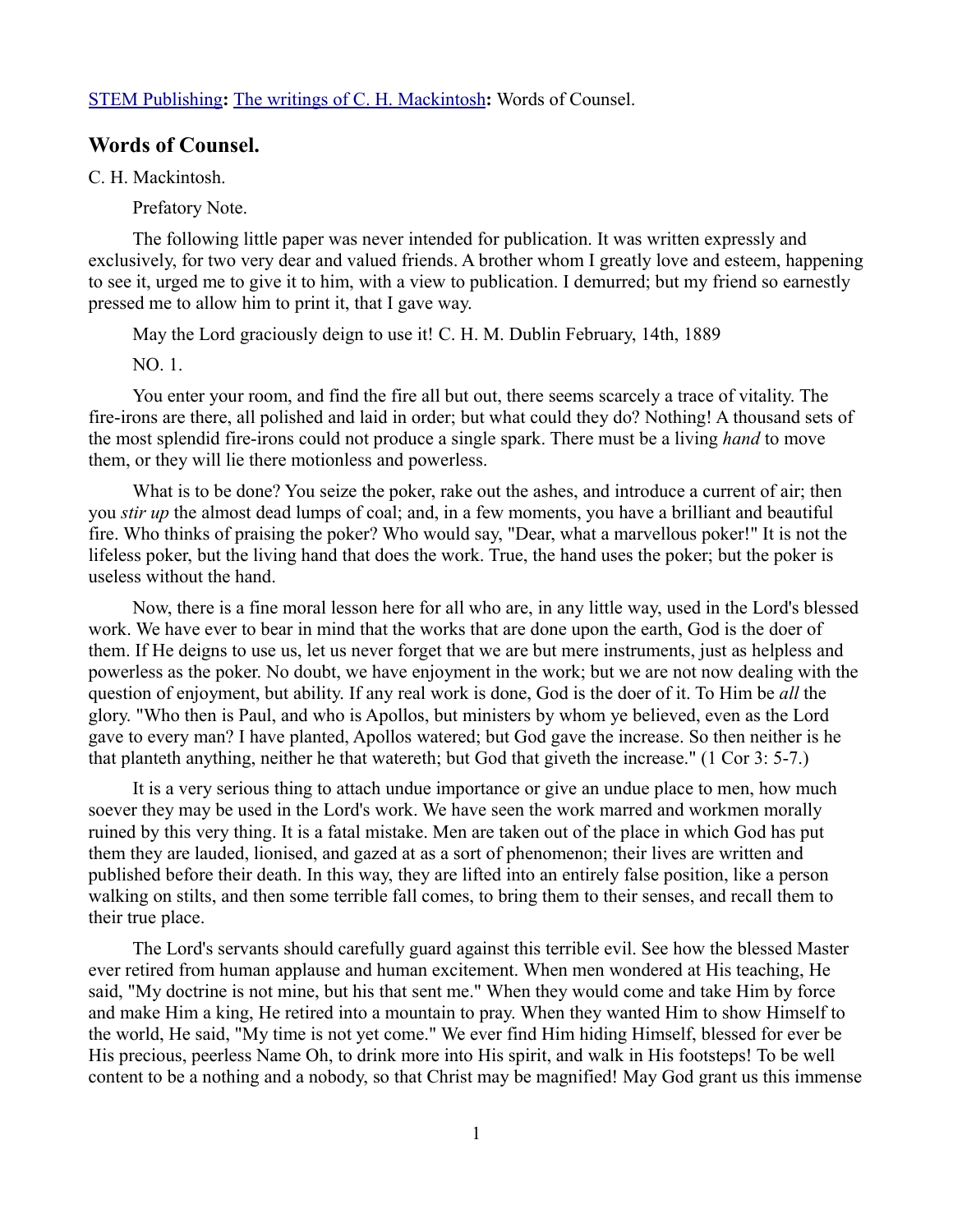[STEM Publishing](#): [The writings of C. H. Mackintosh](#): Words of Counsel.

## Words of Counsel.

C. H. Mackintosh.

Prefatory Note.

The following little paper was never intended for publication. It was written expressly and exclusively, for two very dear and valued friends. A brother whom I greatly love and esteem, happening to see it, urged me to give it to him, with a view to publication. I demurred; but my friend so earnestly pressed me to allow him to print it, that I gave way.

May the Lord graciously deign to use it! C. H. M. Dublin February, 14th, 1889

NO. 1.

You enter your room, and find the fire all but out, there seems scarcely a trace of vitality. The fire-irons are there, all polished and laid in order; but what could they do? Nothing! A thousand sets of the most splendid fire-irons could not produce a single spark. There must be a living *hand* to move them, or they will lie there motionless and powerless.

What is to be done? You seize the poker, rake out the ashes, and introduce a current of air; then you *stir up* the almost dead lumps of coal; and, in a few moments, you have a brilliant and beautiful fire. Who thinks of praising the poker? Who would say, "Dear, what a marvellous poker!" It is not the lifeless poker, but the living hand that does the work. True, the hand uses the poker; but the poker is useless without the hand.

Now, there is a fine moral lesson here for all who are, in any little way, used in the Lord's blessed work. We have ever to bear in mind that the works that are done upon the earth, God is the doer of them. If He deigns to use us, let us never forget that we are but mere instruments, just as helpless and powerless as the poker. No doubt, we have enjoyment in the work; but we are not now dealing with the question of enjoyment, but ability. If any real work is done, God is the doer of it. To Him be *all* the glory. "Who then is Paul, and who is Apollos, but ministers by whom ye believed, even as the Lord gave to every man? I have planted, Apollos watered; but God gave the increase. So then neither is he that planteth anything, neither he that watereth; but God that giveth the increase." (1 Cor 3: 5-7.)

It is a very serious thing to attach undue importance or give an undue place to men, how much soever they may be used in the Lord's work. We have seen the work marred and workmen morally ruined by this very thing. It is a fatal mistake. Men are taken out of the place in which God has put them they are lauded, lionised, and gazed at as a sort of phenomenon; their lives are written and published before their death. In this way, they are lifted into an entirely false position, like a person walking on stilts, and then some terrible fall comes, to bring them to their senses, and recall them to their true place.

The Lord's servants should carefully guard against this terrible evil. See how the blessed Master ever retired from human applause and human excitement. When men wondered at His teaching, He said, "My doctrine is not mine, but his that sent me." When they would come and take Him by force and make Him a king, He retired into a mountain to pray. When they wanted Him to show Himself to the world, He said, "My time is not yet come." We ever find Him hiding Himself, blessed for ever be His precious, peerless Name Oh, to drink more into His spirit, and walk in His footsteps! To be well content to be a nothing and a nobody, so that Christ may be magnified! May God grant us this immense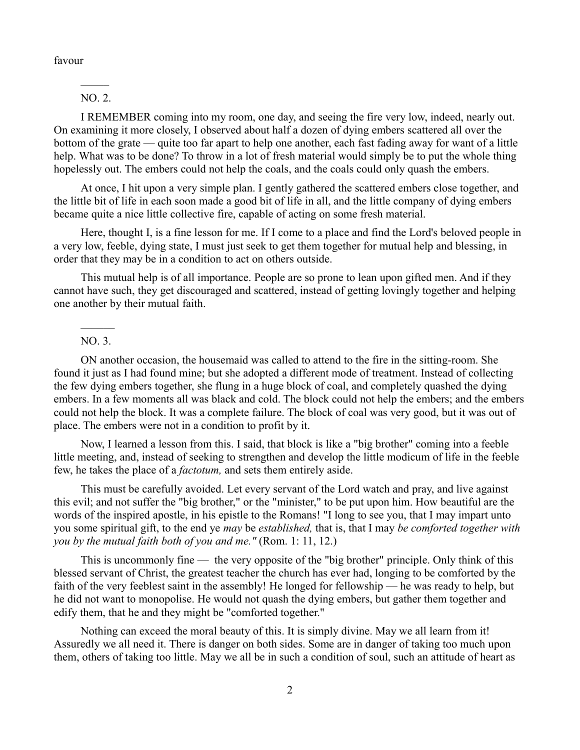favour

---

NO. 2.

I REMEMBER coming into my room, one day, and seeing the fire very low, indeed, nearly out. On examining it more closely, I observed about half a dozen of dying embers scattered all over the bottom of the grate — quite too far apart to help one another, each fast fading away for want of a little help. What was to be done? To throw in a lot of fresh material would simply be to put the whole thing hopelessly out. The embers could not help the coals, and the coals could only quash the embers.

At once, I hit upon a very simple plan. I gently gathered the scattered embers close together, and the little bit of life in each soon made a good bit of life in all, and the little company of dying embers became quite a nice little collective fire, capable of acting on some fresh material.

Here, thought I, is a fine lesson for me. If I come to a place and find the Lord's beloved people in a very low, feeble, dying state, I must just seek to get them together for mutual help and blessing, in order that they may be in a condition to act on others outside.

This mutual help is of all importance. People are so prone to lean upon gifted men. And if they cannot have such, they get discouraged and scattered, instead of getting lovingly together and helping one another by their mutual faith.

---

NO. 3.

ON another occasion, the housemaid was called to attend to the fire in the sitting-room. She found it just as I had found mine; but she adopted a different mode of treatment. Instead of collecting the few dying embers together, she flung in a huge block of coal, and completely quashed the dying embers. In a few moments all was black and cold. The block could not help the embers; and the embers could not help the block. It was a complete failure. The block of coal was very good, but it was out of place. The embers were not in a condition to profit by it.

Now, I learned a lesson from this. I said, that block is like a "big brother" coming into a feeble little meeting, and, instead of seeking to strengthen and develop the little modicum of life in the feeble few, he takes the place of a *factotum,* and sets them entirely aside.

This must be carefully avoided. Let every servant of the Lord watch and pray, and live against this evil; and not suffer the "big brother," or the "minister," to be put upon him. How beautiful are the words of the inspired apostle, in his epistle to the Romans! "I long to see you, that I may impart unto you some spiritual gift, to the end ye *may* be *established,* that is, that I may *be comforted together with you by the mutual faith both of you and me."* (Rom. 1: 11, 12.)

This is uncommonly fine — the very opposite of the "big brother" principle. Only think of this blessed servant of Christ, the greatest teacher the church has ever had, longing to be comforted by the faith of the very feeblest saint in the assembly! He longed for fellowship — he was ready to help, but he did not want to monopolise. He would not quash the dying embers, but gather them together and edify them, that he and they might be "comforted together."

Nothing can exceed the moral beauty of this. It is simply divine. May we all learn from it! Assuredly we all need it. There is danger on both sides. Some are in danger of taking too much upon them, others of taking too little. May we all be in such a condition of soul, such an attitude of heart as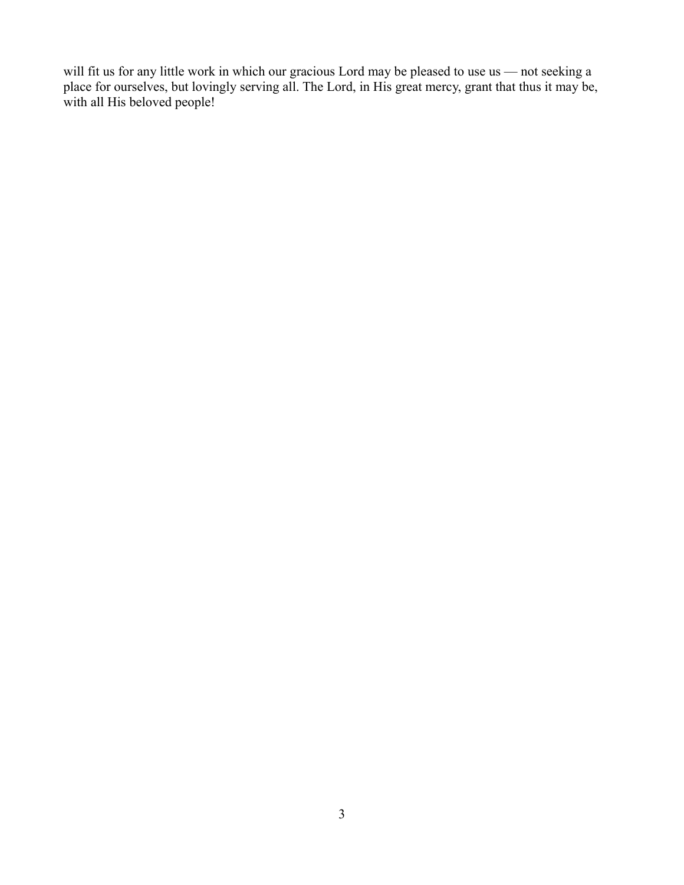will fit us for any little work in which our gracious Lord may be pleased to use us — not seeking a place for ourselves, but lovingly serving all. The Lord, in His great mercy, grant that thus it may be, with all His beloved people!